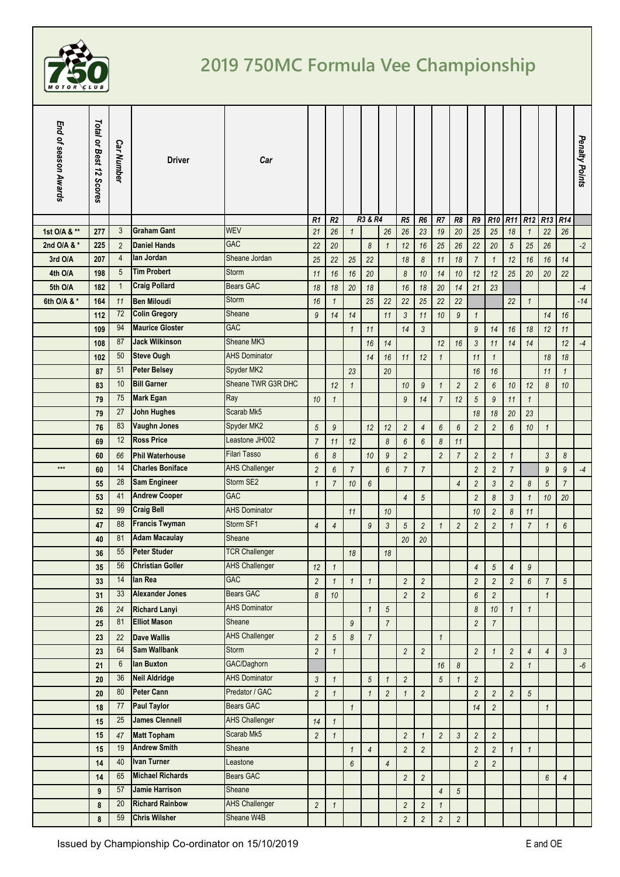# 2019 750MC Formula Vee Championship

| End of season Awards | Total or Best 12 Scores | Car Number | Driver | Car | R1 | R2 | R3 & R4 | | | R5 | R6 | R7 | R8 | R9 | R10 | R11 | R12 | R13 | R14 | Penalty Points |
|---|---|---|---|---|---|---|---|---|---|---|---|---|---|---|---|---|---|---|---|---|
| 1st O/A & ** | 277 | 3 | Graham Gant | WEV | 21 | 26 | 1 | | 26 | 26 | 23 | 19 | 20 | 25 | 25 | 18 | 1 | 22 | 26 | |
| 2nd O/A & * | 225 | 2 | Daniel Hands | GAC | 22 | 20 | | 8 | 1 | 12 | 16 | 25 | 26 | 22 | 20 | 5 | 25 | 26 | | -2 |
| 3rd O/A | 207 | 4 | Ian Jordan | Sheane Jordan | 25 | 22 | 25 | 22 | | 18 | 8 | 11 | 18 | 7 | 1 | 12 | 16 | 16 | 14 | |
| 4th O/A | 198 | 5 | Tim Probert | Storm | 11 | 16 | 16 | 20 | | 8 | 10 | 14 | 10 | 12 | 12 | 25 | 20 | 20 | 22 | |
| 5th O/A | 182 | 1 | Craig Pollard | Bears GAC | 18 | 18 | 20 | 18 | | 16 | 18 | 20 | 14 | 21 | 23 | | | | | -4 |
| 6th O/A & * | 164 | 11 | Ben Miloudi | Storm | 16 | 1 | | 25 | 22 | 22 | 25 | 22 | 22 | | | 22 | 1 | | | -14 |
| | 112 | 72 | Colin Gregory | Sheane | 9 | 14 | 14 | | 11 | 3 | 11 | 10 | 9 | 1 | | | | 14 | 16 | |
| | 109 | 94 | Maurice Gloster | GAC | | | 1 | 11 | | 14 | 3 | | | 9 | 14 | 16 | 18 | 12 | 11 | |
| | 108 | 87 | Jack Wilkinson | Sheane MK3 | | | | 16 | 14 | | | 12 | 16 | 3 | 11 | 14 | 14 | | 12 | -4 |
| | 102 | 50 | Steve Ough | AHS Dominator | | | | 14 | 16 | 11 | 12 | 1 | | 11 | 1 | | | 18 | 18 | |
| | 87 | 51 | Peter Belsey | Spyder MK2 | | | 23 | | 20 | | | | | 16 | 16 | | | 11 | 1 | |
| | 83 | 10 | Bill Garner | Sheane TWR G3R DHC | | 12 | 1 | | | 10 | 9 | 1 | 2 | 2 | 6 | 10 | 12 | 8 | 10 | |
| | 79 | 75 | Mark Egan | Ray | 10 | 1 | | | | 9 | 14 | 7 | 12 | 5 | 9 | 11 | 1 | | | |
| | 79 | 27 | John Hughes | Scarab Mk5 | | | | | | | | | | 18 | 18 | 20 | 23 | | | |
| | 76 | 83 | Vaughn Jones | Spyder MK2 | 5 | 9 | | 12 | 12 | 2 | 4 | 6 | 6 | 2 | 2 | 6 | 10 | 1 | | |
| | 69 | 12 | Ross Price | Leastone JH002 | 7 | 11 | 12 | | 8 | 6 | 6 | 8 | 11 | | | | | | | |
| | 60 | 66 | Phil Waterhouse | Filari Tasso | 6 | 8 | | 10 | 9 | 2 | | 2 | 7 | 2 | 2 | 1 | | 3 | 8 | |
| *** | 60 | 14 | Charles Boniface | AHS Challenger | 2 | 6 | 7 | | 6 | 7 | 7 | | | 2 | 2 | 7 | | 9 | 9 | -4 |
| | 55 | 28 | Sam Engineer | Storm SE2 | 1 | 7 | 10 | 6 | | | | | 4 | 2 | 3 | 2 | 8 | 5 | 7 | |
| | 53 | 41 | Andrew Cooper | GAC | | | | | | 4 | 5 | | | 2 | 8 | 3 | 1 | 10 | 20 | |
| | 52 | 99 | Craig Bell | AHS Dominator | | | 11 | | 10 | | | | | 10 | 2 | 8 | 11 | | | |
| | 47 | 88 | Francis Twyman | Storm SF1 | 4 | 4 | | 9 | 3 | 5 | 2 | 1 | 2 | 2 | 2 | 1 | 7 | 1 | 6 | |
| | 40 | 81 | Adam Macaulay | Sheane | | | | | | 20 | 20 | | | | | | | | | |
| | 36 | 55 | Peter Studer | TCR Challenger | | | 18 | | 18 | | | | | | | | | | | |
| | 35 | 56 | Christian Goller | AHS Challenger | 12 | 1 | | | | | | | | 4 | 5 | 4 | 9 | | | |
| | 33 | 14 | Ian Rea | GAC | 2 | 1 | 1 | 1 | | 2 | 2 | | | 2 | 2 | 2 | 6 | 7 | 5 | |
| | 31 | 33 | Alexander Jones | Bears GAC | 8 | 10 | | | | 2 | 2 | | | 6 | 2 | | | 1 | | |
| | 26 | 24 | Richard Lanyi | AHS Dominator | | | | 1 | 5 | | | | | 8 | 10 | 1 | 1 | | | |
| | 25 | 81 | Elliot Mason | Sheane | | | 9 | | 7 | | | | | 2 | 7 | | | | | |
| | 23 | 22 | Dave Wallis | AHS Challenger | 2 | 5 | 8 | 7 | | | | 1 | | | | | | | | |
| | 23 | 64 | Sam Wallbank | Storm | 2 | 1 | | | | 2 | 2 | | | 2 | 1 | 2 | 4 | 4 | 3 | |
| | 21 | 6 | Ian Buxton | GAC/Daghorn | | | | | | | | 16 | 8 | | | 2 | 1 | | | -6 |
| | 20 | 36 | Neil Aldridge | AHS Dominator | 3 | 1 | | 5 | 1 | 2 | | 5 | 1 | 2 | | | | | | |
| | 20 | 80 | Peter Cann | Predator / GAC | 2 | 1 | | 1 | 2 | 1 | 2 | | | 2 | 2 | 2 | 5 | | | |
| | 18 | 77 | Paul Taylor | Bears GAC | | | 1 | | | | | | | 14 | 2 | | | 1 | | |
| | 15 | 25 | James Clennell | AHS Challenger | 14 | 1 | | | | | | | | | | | | | | |
| | 15 | 47 | Matt Topham | Scarab Mk5 | 2 | 1 | | | | 2 | 1 | 2 | 3 | 2 | 2 | | | | | |
| | 15 | 19 | Andrew Smith | Sheane | | | 1 | 4 | | 2 | 2 | | | 2 | 2 | 1 | 1 | | | |
| | 14 | 40 | Ivan Turner | Leastone | | | 6 | | 4 | | | | | 2 | 2 | | | | | |
| | 14 | 65 | Michael Richards | Bears GAC | | | | | | 2 | 2 | | | | | | | 6 | 4 | |
| | 9 | 57 | Jamie Harrison | Sheane | | | | | | | | 4 | 5 | | | | | | | |
| | 8 | 20 | Richard Rainbow | AHS Challenger | 2 | 1 | | | | 2 | 2 | 1 | | | | | | | | |
| | 8 | 59 | Chris Wilsher | Sheane W4B | | | | | | 2 | 2 | 2 | 2 | | | | | | | |

Issued by Championship Co-ordinator on 15/10/2019

E and OE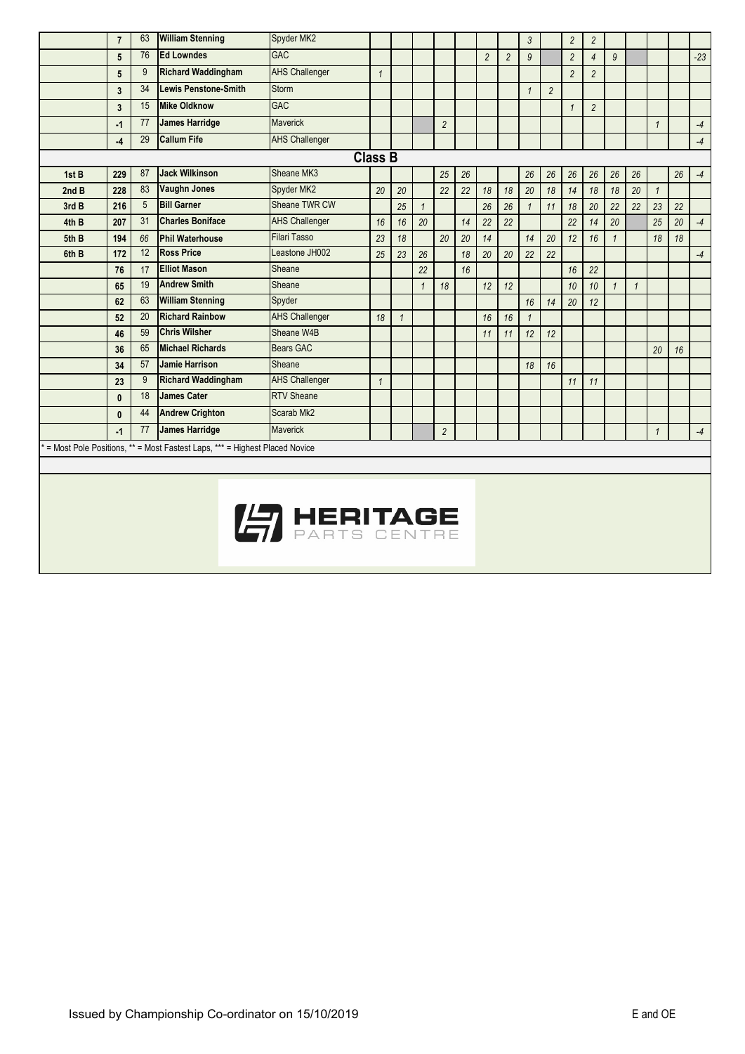| | | | | | | | | | | | | | | | | | | | | |
|---|---|---|---|---|---|---|---|---|---|---|---|---|---|---|---|---|---|---|---|---|
| | 7 | 63 | William Stenning | Spyder MK2 | | | | | | | | 3 | | 2 | 2 | | | | | |
| | 5 | 76 | Ed Lowndes | GAC | | | | | | 2 | 2 | 9 | | 2 | 4 | 9 | | | | -23 |
| | 5 | 9 | Richard Waddingham | AHS Challenger | 1 | | | | | | | | | 2 | 2 | | | | | |
| | 3 | 34 | Lewis Penstone-Smith | Storm | | | | | | | | 1 | 2 | | | | | | | |
| | 3 | 15 | Mike Oldknow | GAC | | | | | | | | | | 1 | 2 | | | | | |
| | -1 | 77 | James Harridge | Maverick | | | | 2 | | | | | | | | | | 1 | | -4 |
| | -4 | 29 | Callum Fife | AHS Challenger | | | | | | | | | | | | | | | | -4 |
| **Class B** | | | | | | | | | | | | | | | | | | | | |
| 1st B | 229 | 87 | Jack Wilkinson | Sheane MK3 | | | | 25 | 26 | | | 26 | 26 | 26 | 26 | 26 | 26 | | 26 | -4 |
| 2nd B | 228 | 83 | Vaughn Jones | Spyder MK2 | 20 | 20 | | 22 | 22 | 18 | 18 | 20 | 18 | 14 | 18 | 18 | 20 | 1 | | |
| 3rd B | 216 | 5 | Bill Garner | Sheane TWR CW | | 25 | 1 | | | 26 | 26 | 1 | 11 | 18 | 20 | 22 | 22 | 23 | 22 | |
| 4th B | 207 | 31 | Charles Boniface | AHS Challenger | 16 | 16 | 20 | | 14 | 22 | 22 | | | 22 | 14 | 20 | | 25 | 20 | -4 |
| 5th B | 194 | 66 | Phil Waterhouse | Filari Tasso | 23 | 18 | | 20 | 20 | 14 | | 14 | 20 | 12 | 16 | 1 | | 18 | 18 | |
| 6th B | 172 | 12 | Ross Price | Leastone JH002 | 25 | 23 | 26 | | 18 | 20 | 20 | 22 | 22 | | | | | | | -4 |
| | 76 | 17 | Elliot Mason | Sheane | | | 22 | | 16 | | | | | 16 | 22 | | | | | |
| | 65 | 19 | Andrew Smith | Sheane | | | 1 | 18 | | 12 | 12 | | | 10 | 10 | 1 | 1 | | | |
| | 62 | 63 | William Stenning | Spyder | | | | | | | | 16 | 14 | 20 | 12 | | | | | |
| | 52 | 20 | Richard Rainbow | AHS Challenger | 18 | 1 | | | | 16 | 16 | 1 | | | | | | | | |
| | 46 | 59 | Chris Wilsher | Sheane W4B | | | | | | 11 | 11 | 12 | 12 | | | | | | | |
| | 36 | 65 | Michael Richards | Bears GAC | | | | | | | | | | | | | | 20 | 16 | |
| | 34 | 57 | Jamie Harrison | Sheane | | | | | | | | 18 | 16 | | | | | | | |
| | 23 | 9 | Richard Waddingham | AHS Challenger | 1 | | | | | | | | | 11 | 11 | | | | | |
| | 0 | 18 | James Cater | RTV Sheane | | | | | | | | | | | | | | | | |
| | 0 | 44 | Andrew Crighton | Scarab Mk2 | | | | | | | | | | | | | | | | |
| | -1 | 77 | James Harridge | Maverick | | | | 2 | | | | | | | | | | 1 | | -4 |

* = Most Pole Positions, ** = Most Fastest Laps, *** = Highest Placed Novice

HERITAGE PARTS CENTRE

Issued by Championship Co-ordinator on 15/10/2019

E and OE